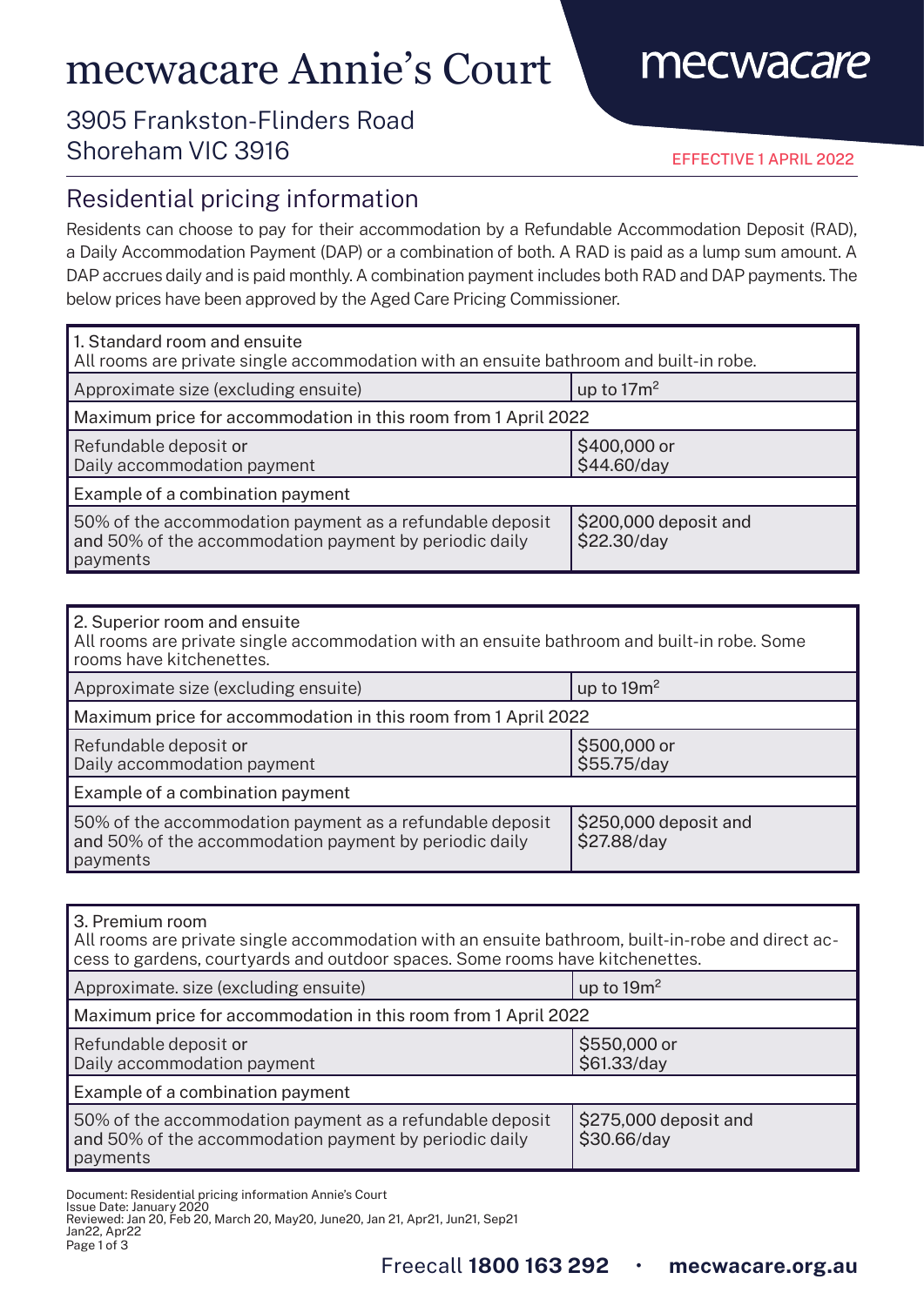# mecwacare Annie's Court

mecwacare

3905 Frankston-Flinders Road
Shoreham VIC 3916

EFFECTIVE 1 APRIL 2022

## Residential pricing information

Residents can choose to pay for their accommodation by a Refundable Accommodation Deposit (RAD), a Daily Accommodation Payment (DAP) or a combination of both. A RAD is paid as a lump sum amount. A DAP accrues daily and is paid monthly. A combination payment includes both RAD and DAP payments. The below prices have been approved by the Aged Care Pricing Commissioner.

| 1. Standard room and ensuite<br>All rooms are private single accommodation with an ensuite bathroom and built-in robe. | |
|---|---|
| Approximate size (excluding ensuite) | up to $17m^2$ |
| Maximum price for accommodation in this room from 1 April 2022 | |
| Refundable deposit or<br>Daily accommodation payment | $400,000 or<br>$44.60/day |
| Example of a combination payment | |
| 50% of the accommodation payment as a refundable deposit and 50% of the accommodation payment by periodic daily payments | $200,000 deposit and<br>$22.30/day |

| 2. Superior room and ensuite<br>All rooms are private single accommodation with an ensuite bathroom and built-in robe. Some rooms have kitchenettes. | |
|---|---|
| Approximate size (excluding ensuite) | up to $19m^2$ |
| Maximum price for accommodation in this room from 1 April 2022 | |
| Refundable deposit or<br>Daily accommodation payment | $500,000 or<br>$55.75/day |
| Example of a combination payment | |
| 50% of the accommodation payment as a refundable deposit and 50% of the accommodation payment by periodic daily payments | $250,000 deposit and<br>$27.88/day |

| 3. Premium room<br>All rooms are private single accommodation with an ensuite bathroom, built-in-robe and direct access to gardens, courtyards and outdoor spaces. Some rooms have kitchenettes. | |
|---|---|
| Approximate. size (excluding ensuite) | up to $19m^2$ |
| Maximum price for accommodation in this room from 1 April 2022 | |
| Refundable deposit or<br>Daily accommodation payment | $550,000 or<br>$61.33/day |
| Example of a combination payment | |
| 50% of the accommodation payment as a refundable deposit and 50% of the accommodation payment by periodic daily payments | $275,000 deposit and<br>$30.66/day |

Document: Residential pricing information Annie's Court
Issue Date: January 2020
Reviewed: Jan 20, Feb 20, March 20, May20, June20, Jan 21, Apr21, Jun21, Sep21
Jan22, Apr22

Freecall **1800 163 292** • **mecwacare.org.au**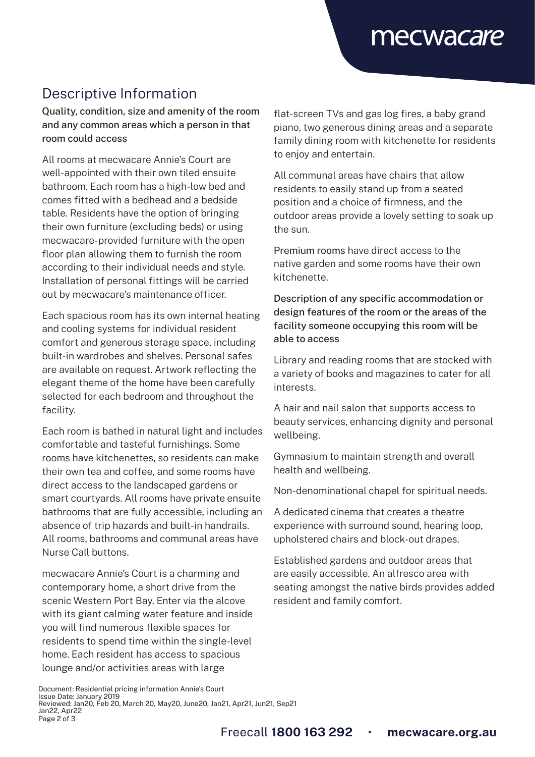## Descriptive Information

### Quality, condition, size and amenity of the room and any common areas which a person in that room could access

All rooms at mecwacare Annie's Court are well-appointed with their own tiled ensuite bathroom. Each room has a high-low bed and comes fitted with a bedhead and a bedside table. Residents have the option of bringing their own furniture (excluding beds) or using mecwacare-provided furniture with the open floor plan allowing them to furnish the room according to their individual needs and style. Installation of personal fittings will be carried out by mecwacare's maintenance officer.

Each spacious room has its own internal heating and cooling systems for individual resident comfort and generous storage space, including built-in wardrobes and shelves. Personal safes are available on request. Artwork reflecting the elegant theme of the home have been carefully selected for each bedroom and throughout the facility.

Each room is bathed in natural light and includes comfortable and tasteful furnishings. Some rooms have kitchenettes, so residents can make their own tea and coffee, and some rooms have direct access to the landscaped gardens or smart courtyards. All rooms have private ensuite bathrooms that are fully accessible, including an absence of trip hazards and built-in handrails. All rooms, bathrooms and communal areas have Nurse Call buttons.

mecwacare Annie's Court is a charming and contemporary home, a short drive from the scenic Western Port Bay. Enter via the alcove with its giant calming water feature and inside you will find numerous flexible spaces for residents to spend time within the single-level home. Each resident has access to spacious lounge and/or activities areas with large flat-screen TVs and gas log fires, a baby grand piano, two generous dining areas and a separate family dining room with kitchenette for residents to enjoy and entertain.

All communal areas have chairs that allow residents to easily stand up from a seated position and a choice of firmness, and the outdoor areas provide a lovely setting to soak up the sun.

Premium rooms have direct access to the native garden and some rooms have their own kitchenette.

### Description of any specific accommodation or design features of the room or the areas of the facility someone occupying this room will be able to access

Library and reading rooms that are stocked with a variety of books and magazines to cater for all interests.

A hair and nail salon that supports access to beauty services, enhancing dignity and personal wellbeing.

Gymnasium to maintain strength and overall health and wellbeing.

Non-denominational chapel for spiritual needs.

A dedicated cinema that creates a theatre experience with surround sound, hearing loop, upholstered chairs and block-out drapes.

Established gardens and outdoor areas that are easily accessible. An alfresco area with seating amongst the native birds provides added resident and family comfort.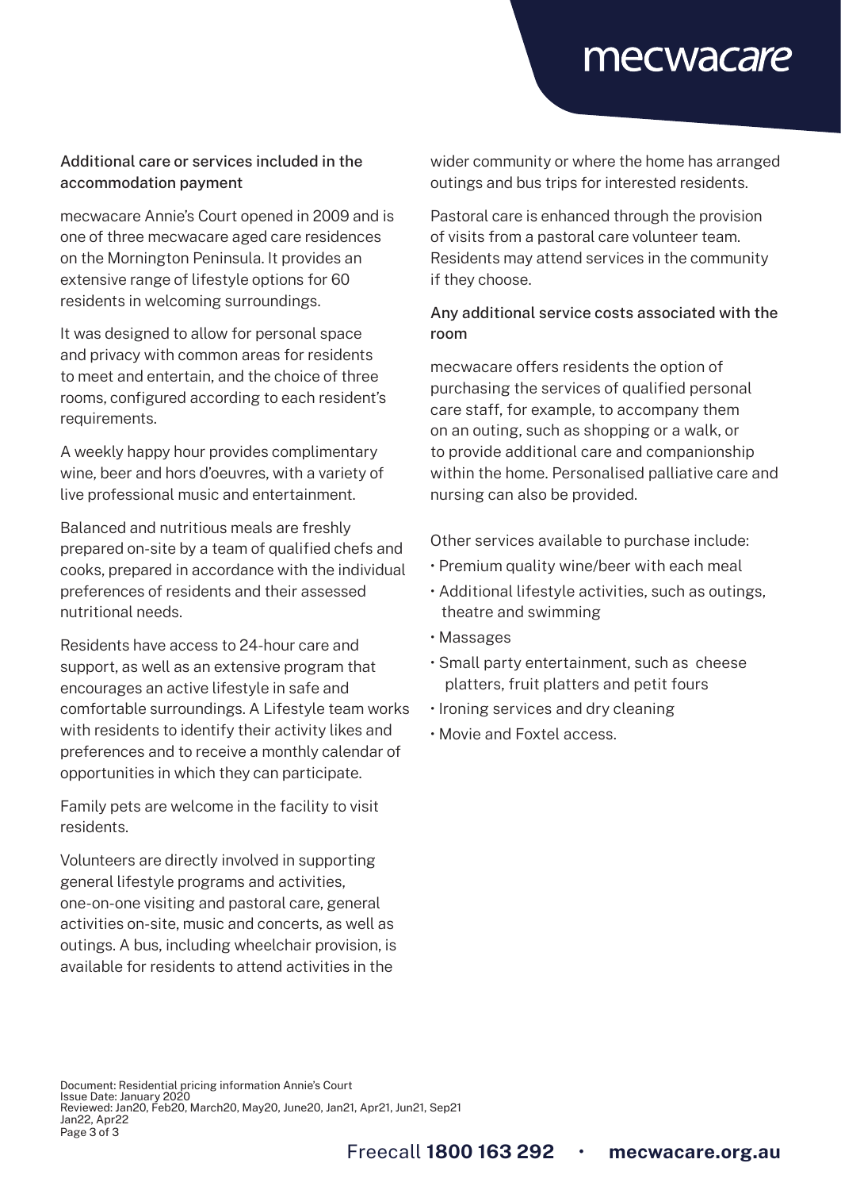### Additional care or services included in the accommodation payment

mecwacare Annie's Court opened in 2009 and is one of three mecwacare aged care residences on the Mornington Peninsula. It provides an extensive range of lifestyle options for 60 residents in welcoming surroundings.

It was designed to allow for personal space and privacy with common areas for residents to meet and entertain, and the choice of three rooms, configured according to each resident's requirements.

A weekly happy hour provides complimentary wine, beer and hors d'oeuvres, with a variety of live professional music and entertainment.

Balanced and nutritious meals are freshly prepared on-site by a team of qualified chefs and cooks, prepared in accordance with the individual preferences of residents and their assessed nutritional needs.

Residents have access to 24-hour care and support, as well as an extensive program that encourages an active lifestyle in safe and comfortable surroundings. A Lifestyle team works with residents to identify their activity likes and preferences and to receive a monthly calendar of opportunities in which they can participate.

Family pets are welcome in the facility to visit residents.

Volunteers are directly involved in supporting general lifestyle programs and activities, one-on-one visiting and pastoral care, general activities on-site, music and concerts, as well as outings. A bus, including wheelchair provision, is available for residents to attend activities in the wider community or where the home has arranged outings and bus trips for interested residents.

Pastoral care is enhanced through the provision of visits from a pastoral care volunteer team. Residents may attend services in the community if they choose.

### Any additional service costs associated with the room

mecwacare offers residents the option of purchasing the services of qualified personal care staff, for example, to accompany them on an outing, such as shopping or a walk, or to provide additional care and companionship within the home. Personalised palliative care and nursing can also be provided.

Other services available to purchase include:

- Premium quality wine/beer with each meal
- Additional lifestyle activities, such as outings, theatre and swimming
- Massages
- Small party entertainment, such as cheese platters, fruit platters and petit fours
- Ironing services and dry cleaning
- Movie and Foxtel access.

Document: Residential pricing information Annie's Court
Issue Date: January 2020
Reviewed: Jan20, Feb20, March20, May20, June20, Jan21, Apr21, Jun21, Sep21 Jan22, Apr22

Freecall **1800 163 292** · **mecwacare.org.au**